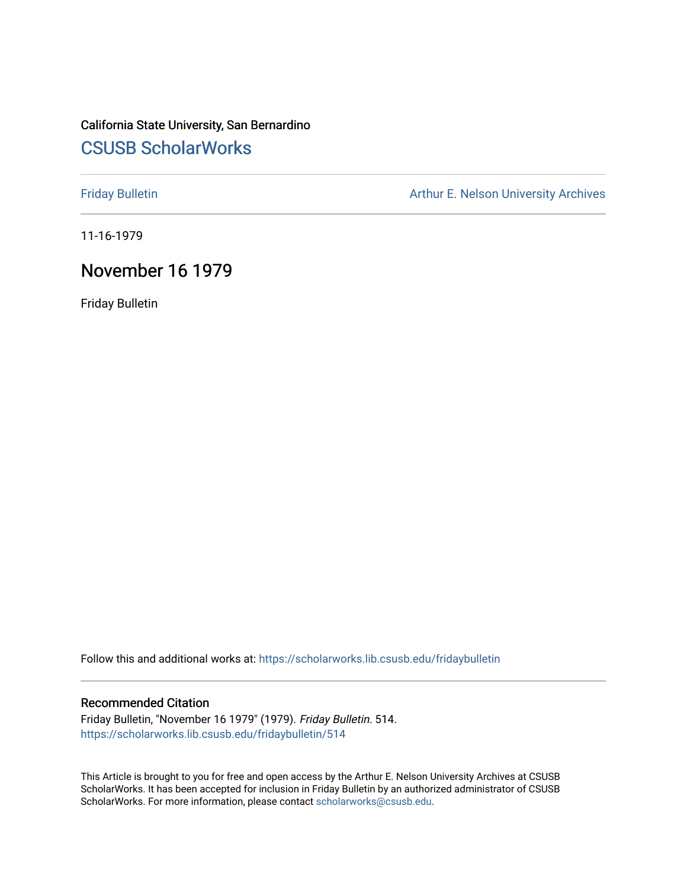California State University, San Bernardino

# CSUSB ScholarWorks

Friday Bulletin

Arthur E. Nelson University Archives

11-16-1979

## November 16 1979

Friday Bulletin

Follow this and additional works at: https://scholarworks.lib.csusb.edu/fridaybulletin

### Recommended Citation

Friday Bulletin, "November 16 1979" (1979). *Friday Bulletin*. 514.
https://scholarworks.lib.csusb.edu/fridaybulletin/514

This Article is brought to you for free and open access by the Arthur E. Nelson University Archives at CSUSB ScholarWorks. It has been accepted for inclusion in Friday Bulletin by an authorized administrator of CSUSB ScholarWorks. For more information, please contact scholarworks@csusb.edu.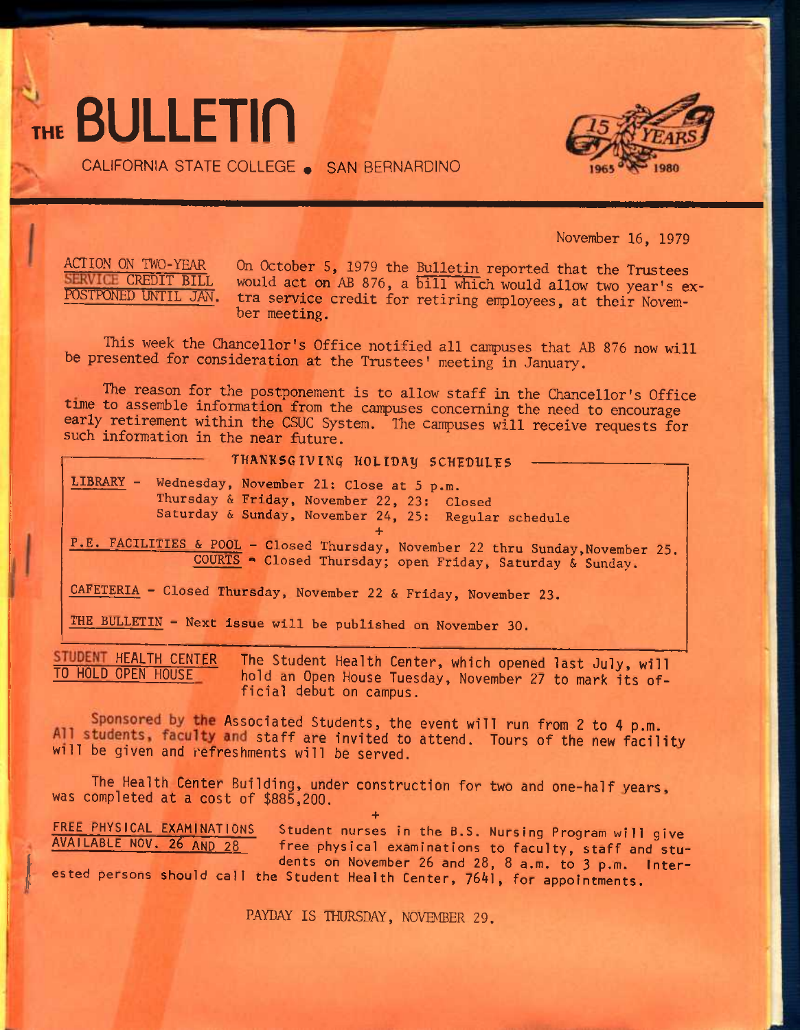# THE BULLETIN

CALIFORNIA STATE COLLEGE • SAN BERNARDINO

15 YEARS 1965 1980

November 16, 1979

**ACTION ON TWO-YEAR SERVICE CREDIT BILL POSTPONED UNTIL JAN.**

On October 5, 1979 the Bulletin reported that the Trustees would act on AB 876, a bill which would allow two year's extra service credit for retiring employees, at their November meeting.

This week the Chancellor's Office notified all campuses that AB 876 now will be presented for consideration at the Trustees' meeting in January.

The reason for the postponement is to allow staff in the Chancellor's Office time to assemble information from the campuses concerning the need to encourage early retirement within the CSUC System. The campuses will receive requests for such information in the near future.

## THANKSGIVING HOLIDAY SCHEDULES

LIBRARY - Wednesday, November 21: Close at 5 p.m.
Thursday & Friday, November 22, 23: Closed
Saturday & Sunday, November 24, 25: Regular schedule

+

P.E. FACILITIES & POOL - Closed Thursday, November 22 thru Sunday, November 25.
COURTS - Closed Thursday; open Friday, Saturday & Sunday.

CAFETERIA - Closed Thursday, November 22 & Friday, November 23.

THE BULLETIN - Next issue will be published on November 30.

**STUDENT HEALTH CENTER TO HOLD OPEN HOUSE**

The Student Health Center, which opened last July, will hold an Open House Tuesday, November 27 to mark its official debut on campus.

Sponsored by the Associated Students, the event will run from 2 to 4 p.m. All students, faculty and staff are invited to attend. Tours of the new facility will be given and refreshments will be served.

The Health Center Building, under construction for two and one-half years, was completed at a cost of $885,200.

+

**FREE PHYSICAL EXAMINATIONS AVAILABLE NOV. 26 AND 28**

Student nurses in the B.S. Nursing Program will give free physical examinations to faculty, staff and students on November 26 and 28, 8 a.m. to 3 p.m. Interested persons should call the Student Health Center, 7641, for appointments.

PAYDAY IS THURSDAY, NOVEMBER 29.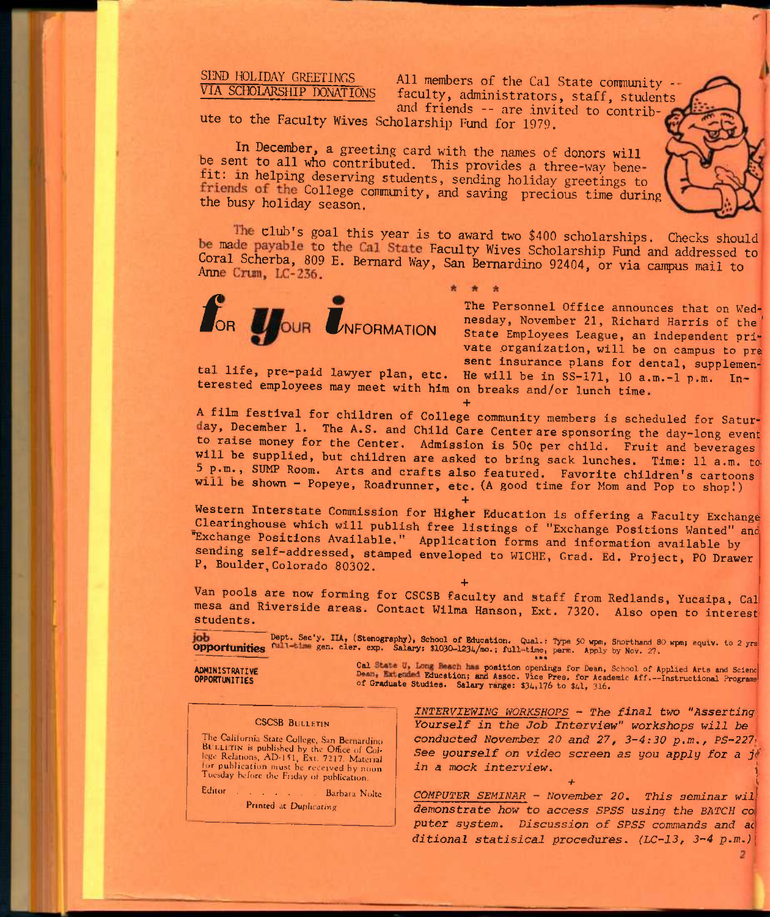## SEND HOLIDAY GREETINGS VIA SCHOLARSHIP DONATIONS

All members of the Cal State community -- faculty, administrators, staff, students and friends -- are invited to contribute to the Faculty Wives Scholarship Fund for 1979.

In December, a greeting card with the names of donors will be sent to all who contributed. This provides a three-way benefit: in helping deserving students, sending holiday greetings to friends of the College community, and saving precious time during the busy holiday season.

The club's goal this year is to award two $400 scholarships. Checks should be made payable to the Cal State Faculty Wives Scholarship Fund and addressed to Coral Scherba, 809 E. Bernard Way, San Bernardino 92404, or via campus mail to Anne Crum, LC-236.

\* \* \*

## FOR YOUR INFORMATION

The Personnel Office announces that on Wednesday, November 21, Richard Harris of the State Employees League, an independent private organization, will be on campus to present insurance plans for dental, supplemental life, pre-paid lawyer plan, etc. He will be in SS-171, 10 a.m.-1 p.m. Interested employees may meet with him on breaks and/or lunch time.

+

A film festival for children of College community members is scheduled for Saturday, December 1. The A.S. and Child Care Center are sponsoring the day-long event to raise money for the Center. Admission is 50¢ per child. Fruit and beverages will be supplied, but children are asked to bring sack lunches. Time: 11 a.m. to 5 p.m., SUMP Room. Arts and crafts also featured. Favorite children's cartoons will be shown - Popeye, Roadrunner, etc. (A good time for Mom and Pop to shop!)

+

Western Interstate Commission for Higher Education is offering a Faculty Exchange Clearinghouse which will publish free listings of "Exchange Positions Wanted" and "Exchange Positions Available." Application forms and information available by sending self-addressed, stamped enveloped to WICHE, Grad. Ed. Project, PO Drawer P, Boulder, Colorado 80302.

+

Van pools are now forming for CSCSB faculty and staff from Redlands, Yucaipa, Calmesa and Riverside areas. Contact Wilma Hanson, Ext. 7320. Also open to interested students.

**job opportunities** Dept. Sec'y. IIA, (Stenography), School of Education. Qual.: Type 50 wpm, Shorthand 80 wpm; equiv. to 2 yrs full-time gen. cler. exp. Salary: $1030-1234/mo.; full-time, perm. Apply by Nov. 27.

\*\*\*

**ADMINISTRATIVE OPPORTUNITIES** Cal State U, Long Beach has position openings for Dean, School of Applied Arts and Sciences; Dean, Extended Education; and Assoc. Vice Pres. for Academic Aff.--Instructional Programs of Graduate Studies. Salary range: $34,176 to $41,316.

*INTERVIEWING WORKSHOPS - The final two "Asserting Yourself in the Job Interview" workshops will be conducted November 20 and 27, 3-4:30 p.m., PS-227. See yourself on video screen as you apply for a job in a mock interview.*

+

*COMPUTER SEMINAR - November 20. This seminar will demonstrate how to access SPSS using the BATCH computer system. Discussion of SPSS commands and additional statisical procedures. (LC-13, 3-4 p.m.)*

**CSCSB BULLETIN**

The California State College, San Bernardino BULLETIN is published by the Office of College Relations, AD-151, Ext. 7217. Material for publication must be received by noon Tuesday before the Friday of publication.

Editor . . . . . . . Barbara Nolte

*Printed at Duplicating*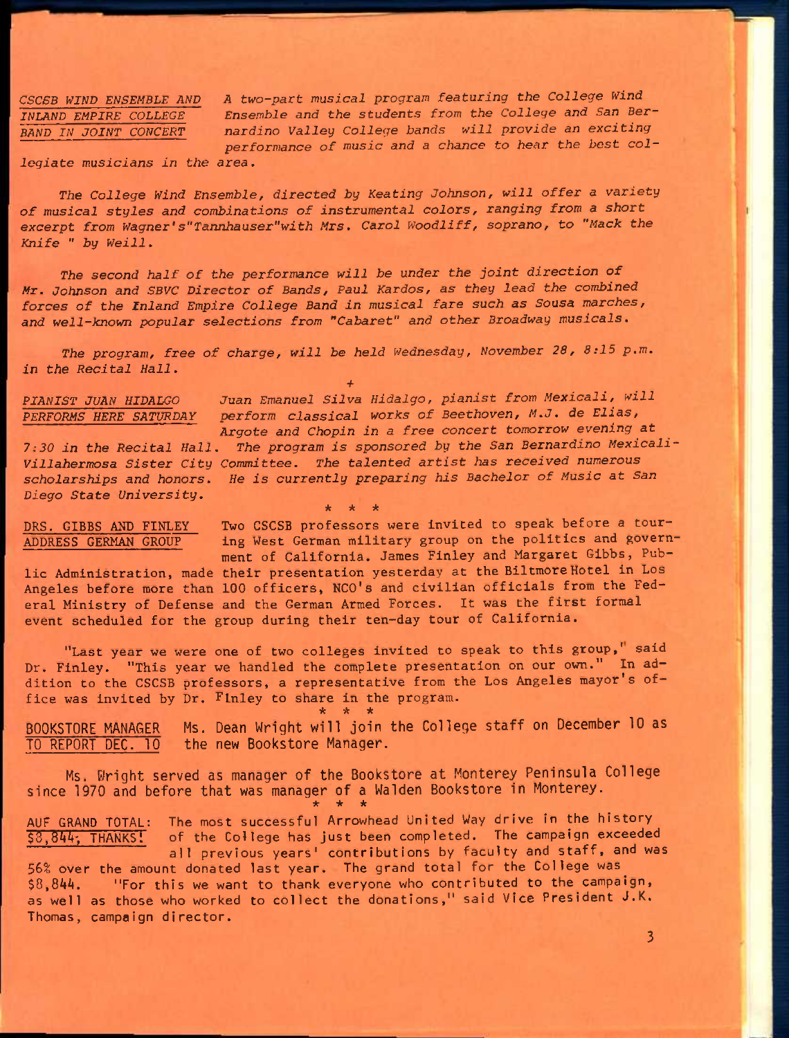*CSCSB WIND ENSEMBLE AND INLAND EMPIRE COLLEGE BAND IN JOINT CONCERT*

*A two-part musical program featuring the College Wind Ensemble and the students from the College and San Bernardino Valley College bands will provide an exciting performance of music and a chance to hear the best collegiate musicians in the area.*

*The College Wind Ensemble, directed by Keating Johnson, will offer a variety of musical styles and combinations of instrumental colors, ranging from a short excerpt from Wagner's"Tannhauser"with Mrs. Carol Woodliff, soprano, to "Mack the Knife " by Weill.*

*The second half of the performance will be under the joint direction of Mr. Johnson and SBVC Director of Bands, Paul Kardos, as they lead the combined forces of the Inland Empire College Band in musical fare such as Sousa marches, and well-known popular selections from "Cabaret" and other Broadway musicals.*

*The program, free of charge, will be held Wednesday, November 28, 8:15 p.m. in the Recital Hall.*

+

*PIANIST JUAN HIDALGO PERFORMS HERE SATURDAY*

*Juan Emanuel Silva Hidalgo, pianist from Mexicali, will perform classical works of Beethoven, M.J. de Elias, Argote and Chopin in a free concert tomorrow evening at 7:30 in the Recital Hall. The program is sponsored by the San Bernardino Mexicali-Villahermosa Sister City Committee. The talented artist has received numerous scholarships and honors. He is currently preparing his Bachelor of Music at San Diego State University.*

\* \* \*

DRS. GIBBS AND FINLEY ADDRESS GERMAN GROUP

Two CSCSB professors were invited to speak before a touring West German military group on the politics and government of California. James Finley and Margaret Gibbs, Public Administration, made their presentation yesterday at the Biltmore Hotel in Los Angeles before more than 100 officers, NCO's and civilian officials from the Federal Ministry of Defense and the German Armed Forces. It was the first formal event scheduled for the group during their ten-day tour of California.

"Last year we were one of two colleges invited to speak to this group," said Dr. Finley. "This year we handled the complete presentation on our own." In addition to the CSCSB professors, a representative from the Los Angeles mayor's office was invited by Dr. Finley to share in the program.

\* \* \*

BOOKSTORE MANAGER TO REPORT DEC. 10

Ms. Dean Wright will join the College staff on December 10 as the new Bookstore Manager.

Ms. Wright served as manager of the Bookstore at Monterey Peninsula College since 1970 and before that was manager of a Walden Bookstore in Monterey.

\* \* \*

AUF GRAND TOTAL: $8,844; THANKS!

The most successful Arrowhead United Way drive in the history of the College has just been completed. The campaign exceeded all previous years' contributions by faculty and staff, and was 56% over the amount donated last year. The grand total for the College was $8,844. "For this we want to thank everyone who contributed to the campaign, as well as those who worked to collect the donations," said Vice President J.K. Thomas, campaign director.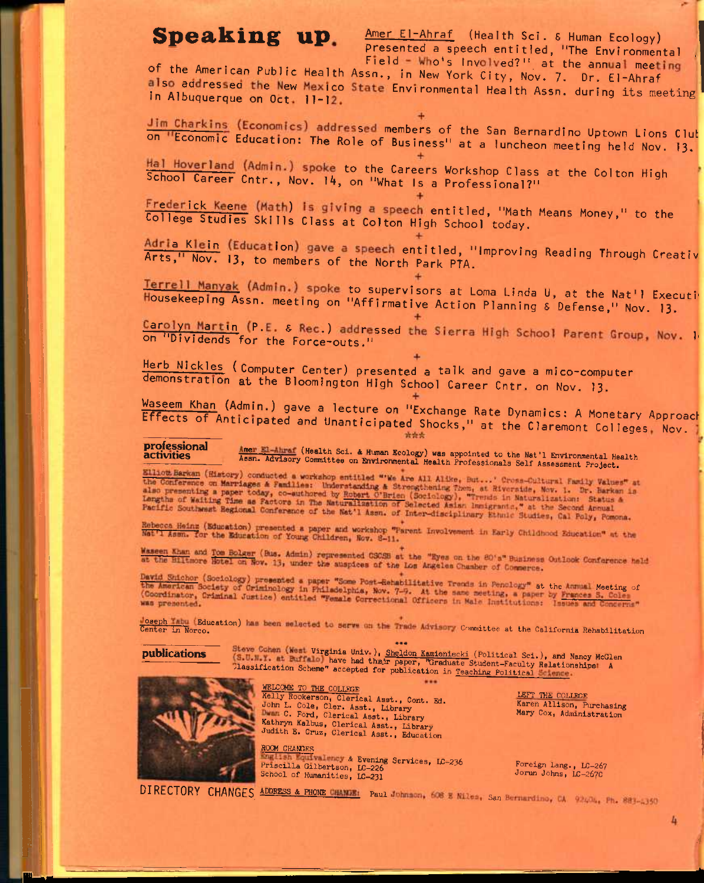## Speaking up.

Amer El-Ahraf (Health Sci. & Human Ecology) Presented a speech entitled, "The Environmental Field - Who's Involved?" at the annual meeting of the American Public Health Assn., in New York City, Nov. 7. Dr. El-Ahraf also addressed the New Mexico State Environmental Health Assn. during its meeting in Albuquerque on Oct. 11-12.

+

Jim Charkins (Economics) addressed members of the San Bernardino Uptown Lions Club on "Economic Education: The Role of Business" at a luncheon meeting held Nov. 13.

+

Hal Hoverland (Admin.) spoke to the Careers Workshop Class at the Colton High School Career Cntr., Nov. 14, on "What Is a Professional?"

+

Frederick Keene (Math) is giving a speech entitled, "Math Means Money," to the College Studies Skills Class at Colton High School today.

+

Adria Klein (Education) gave a speech entitled, "Improving Reading Through Creativ Arts," Nov. 13, to members of the North Park PTA.

+

Terrell Manyak (Admin.) spoke to supervisors at Loma Linda U, at the Nat'l Executi Housekeeping Assn. meeting on "Affirmative Action Planning & Defense," Nov. 13.

+

Carolyn Martin (P.E. & Rec.) addressed the Sierra High School Parent Group, Nov. 1 on "Dividends for the Force-outs."

+

Herb Nickles (Computer Center) presented a talk and gave a mico-computer demonstration at the Bloomington High School Career Cntr. on Nov. 13.

+

Waseem Khan (Admin.) gave a lecture on "Exchange Rate Dynamics: A Monetary Approach Effects of Anticipated and Unanticipated Shocks," at the Claremont Colleges, Nov.

\*\*\*

## professional activities

Amer El-Ahraf (Health Sci. & Human Ecology) was appointed to the Nat'l Environmental Health Assn. Advisory Committee on Environmental Health Professionals Self Assessment Project.

+

Elliott Barkan (History) conducted a workshop entitled "'We Are All Alike, But...' Cross-Cultural Family Values" at the Conference on Marriages & Families: Understanding & Strengthening Them, at Riverside, Nov. 1. Dr. Barkan is also presenting a paper today, co-authored by Robert O'Brien (Sociology), "Trends in Naturalization: Status & Lengths of Waiting Time as Factors in The Naturalization of Selected Asian Immigrants," at the Second Annual Pacific Southwest Regional Conference of the Nat'l Assn. of Inter-disciplinary Ethnic Studies, Cal Poly, Pomona.

+

Rebecca Heinz (Education) presented a paper and workshop "Parent Involvement in Early Childhood Education" at the Nat'l Assn. for the Education of Young Children, Nov. 8-11.

+

Waseem Khan and Tom Bolger (Bus. Admin) represented CSCSB at the "Eyes on the 80's" Business Outlook Conference held at the Biltmore Hotel on Nov. 13, under the auspices of the Los Angeles Chamber of Commerce.

+

David Shichor (Sociology) presented a paper "Some Post-Rehabilitative Trends in Penology" at the Annual Meeting of the American Society of Criminology in Philadelphia, Nov. 7-9. At the same meeting, a paper by Frances S. Coles (Coordinator, Criminal Justice) entitled "Female Correctional Officers in Male Institutions: Issues and Concerns" was presented.

+

Joseph Yabu (Education) has been selected to serve on the Trade Advisory Committee at the California Rehabilitation Center in Norco.

\*\*\*

## publications

Steve Cohen (West Virginia Univ.), Sheldon Kamieniecki (Political Sci.), and Nancy McGlen (S.U.N.Y. at Buffalo) have had their paper, "Graduate Student-Faculty Relationships: A Classification Scheme" accepted for publication in *Teaching Political Science*.

\*\*\*

WELCOME TO THE COLLEGE
Kelly Rookerson, Clerical Asst., Cont. Ed.
John L. Cole, Cler. Asst., Library
Dwan C. Ford, Clerical Asst., Library
Kathryn Kalbus, Clerical Asst., Library
Judith B. Cruz, Clerical Asst., Education

LEFT THE COLLEGE
Karen Allison, Purchasing
Mary Cox, Administration

ROOM CHANGES
English Equivalency & Evening Services, LC-236
Priscilla Gilbertson, LC-226
School of Humanities, LC-231

Foreign Lang., LC-267
Jorun Johns, LC-267C

DIRECTORY CHANGES ADDRESS & PHONE CHANGE: Paul Johnson, 608 E Niles, San Bernardino, CA 92404, Ph. 883-4350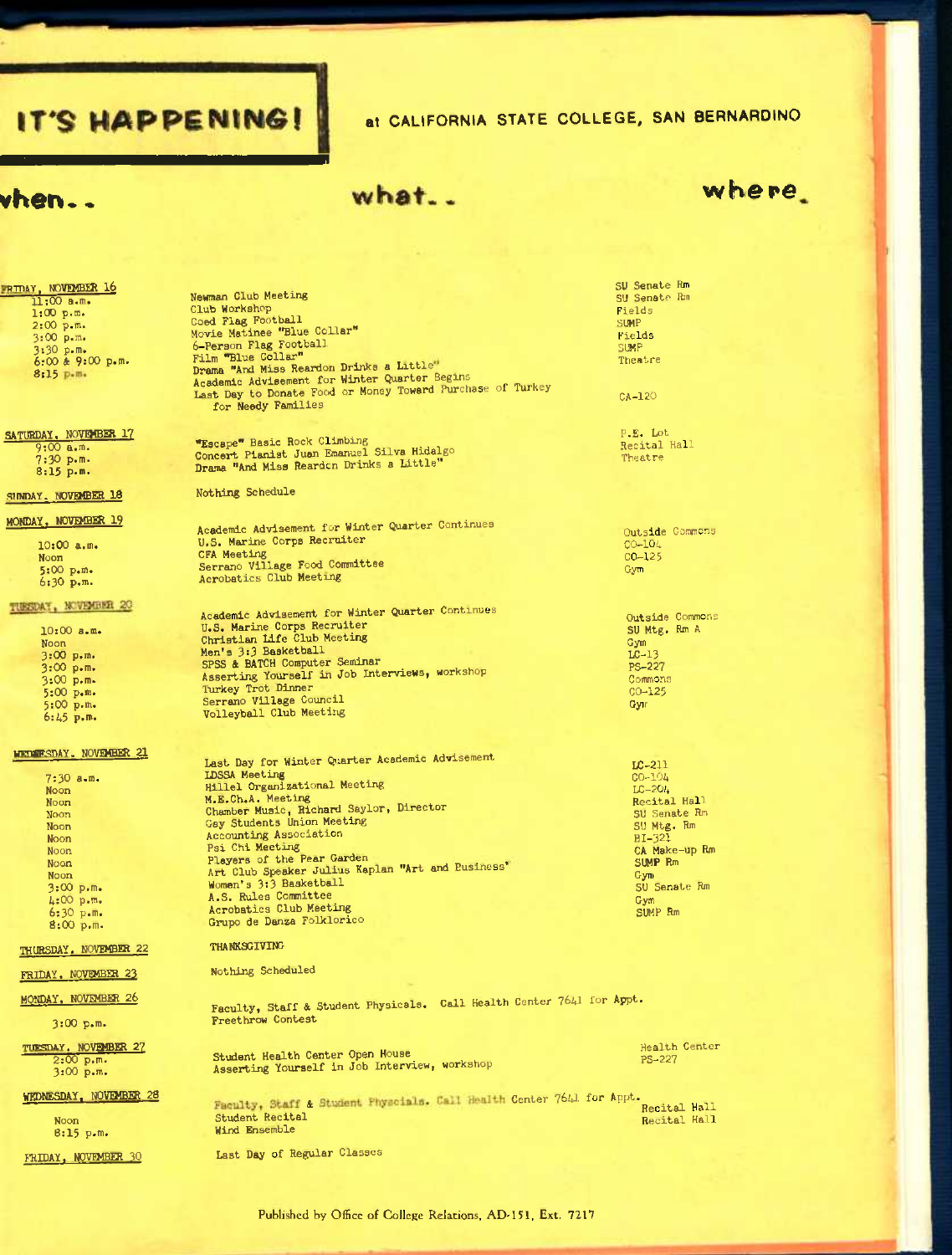# IT'S HAPPENING! at CALIFORNIA STATE COLLEGE, SAN BERNARDINO

| when.. | what.. | where. |
|---|---|---|
| **FRIDAY, NOVEMBER 16** | | |
| 11:00 a.m. | Newman Club Meeting | SU Senate Rm |
| 1:00 p.m. | Club Workshop | SU Senate Rm |
| 2:00 p.m. | Coed Flag Football | Fields |
| 3:00 p.m. | Movie Matinee "Blue Collar" | SUMP |
| 3:30 p.m. | 6-Person Flag Football | Fields |
| 6:00 & 9:00 p.m. | Film "Blue Collar" | SUMP |
| 8:15 p.m. | Drama "And Miss Reardon Drinks a Little" | Theatre |
| | Academic Advisement for Winter Quarter Begins | |
| | Last Day to Donate Food or Money Toward Purchase of Turkey for Needy Families | CA-120 |
| **SATURDAY, NOVEMBER 17** | | |
| 9:00 a.m. | "Escape" Basic Rock Climbing | P.E. Lot |
| 7:30 p.m. | Concert Pianist Juan Emanuel Silva Hidalgo | Recital Hall |
| 8:15 p.m. | Drama "And Miss Reardcn Drinks a Little" | Theatre |
| **SUNDAY, NOVEMBER 18** | Nothing Schedule | |
| **MONDAY, NOVEMBER 19** | | |
| | Academic Advisement for Winter Quarter Continues | |
| 10:00 a.m. | U.S. Marine Corps Recruiter | Outside Commons |
| Noon | CFA Meeting | CO-104 |
| 5:00 p.m. | Serrano Village Food Committee | CO-125 |
| 6:30 p.m. | Acrobatics Club Meeting | Gym |
| **TUESDAY, NOVEMBER 20** | | |
| | Academic Advisement for Winter Quarter Continues | |
| 10:00 a.m. | U.S. Marine Corps Recruiter | Outside Commons |
| Noon | Christian Life Club Meeting | SU Mtg. Rm A |
| 3:00 p.m. | Men's 3:3 Basketball | Gym |
| 3:00 p.m. | SPSS & BATCH Computer Seminar | LC-13 |
| 3:00 p.m. | Asserting Yourself in Job Interviews, workshop | PS-227 |
| 5:00 p.m. | Turkey Trot Dinner | Commons |
| 5:00 p.m. | Serrano Village Council | CO-125 |
| 6:45 p.m. | Volleyball Club Meeting | Gym |
| **WEDNESDAY, NOVEMBER 21** | | |
| | Last Day for Winter Quarter Academic Advisement | |
| 7:30 a.m. | LDSSA Meeting | LC-211 |
| Noon | Hillel Organizational Meeting | CO-104 |
| Noon | M.E.Ch.A. Meeting | LC-204 |
| Noon | Chamber Music, Richard Saylor, Director | Recital Hall |
| Noon | Gay Students Union Meeting | SU Senate Rm |
| Noon | Accounting Association | SU Mtg. Rm |
| Noon | Psi Chi Meeting | BI-321 |
| Noon | Players of the Pear Garden | CA Make-up Rm |
| Noon | Art Club Speaker Julius Kaplan "Art and Business" | SUMP Rm |
| 3:00 p.m. | Women's 3:3 Basketball | Gym |
| 4:00 p.m. | A.S. Rules Committee | SU Senate Rm |
| 6:30 p.m. | Acrobatics Club Meeting | Gym |
| 8:00 p.m. | Grupo de Danza Folklorico | SUMP Rm |
| **THURSDAY, NOVEMBER 22** | THANKSGIVING | |
| **FRIDAY, NOVEMBER 23** | Nothing Scheduled | |
| **MONDAY, NOVEMBER 26** | | |
| | Faculty, Staff & Student Physicals. Call Health Center 7641 for Appt. | |
| 3:00 p.m. | Freethrow Contest | |
| **TUESDAY, NOVEMBER 27** | | |
| 2:00 p.m. | Student Health Center Open House | Health Center |
| 3:00 p.m. | Asserting Yourself in Job Interview, workshop | PS-227 |
| **WEDNESDAY, NOVEMBER 28** | | |
| | Faculty, Staff & Student Physcials. Call Health Center 7641 for Appt. | |
| Noon | Student Recital | Recital Hall |
| 8:15 p.m. | Wind Ensemble | Recital Hall |
| **FRIDAY, NOVEMBER 30** | Last Day of Regular Classes | |

Published by Office of College Relations, AD-151, Ext. 7217